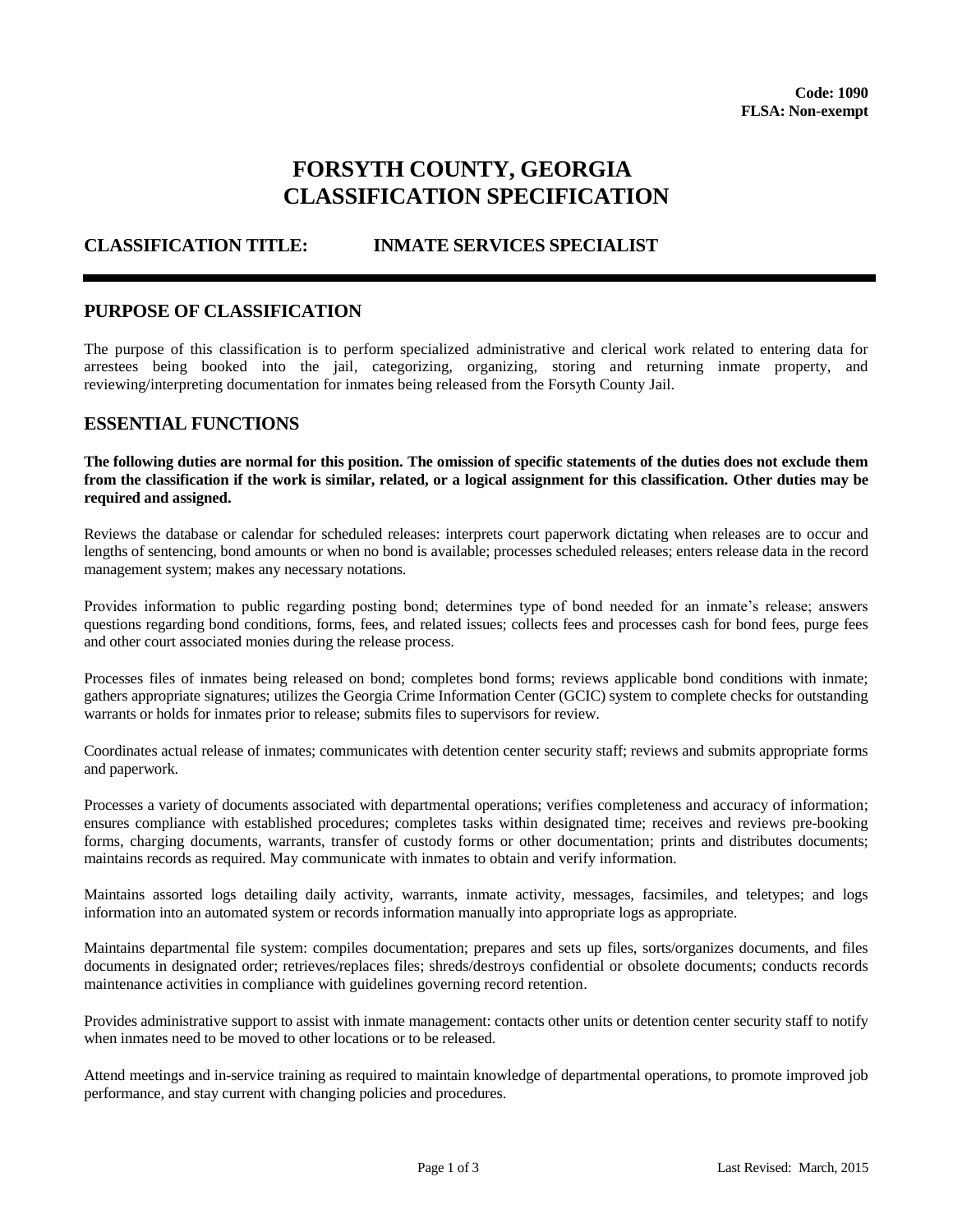**Code: 1090**
**FLSA: Non-exempt**

# FORSYTH COUNTY, GEORGIA
# CLASSIFICATION SPECIFICATION

## CLASSIFICATION TITLE: INMATE SERVICES SPECIALIST

---

## PURPOSE OF CLASSIFICATION

The purpose of this classification is to perform specialized administrative and clerical work related to entering data for arrestees being booked into the jail, categorizing, organizing, storing and returning inmate property, and reviewing/interpreting documentation for inmates being released from the Forsyth County Jail.

## ESSENTIAL FUNCTIONS

**The following duties are normal for this position. The omission of specific statements of the duties does not exclude them from the classification if the work is similar, related, or a logical assignment for this classification. Other duties may be required and assigned.**

Reviews the database or calendar for scheduled releases: interprets court paperwork dictating when releases are to occur and lengths of sentencing, bond amounts or when no bond is available; processes scheduled releases; enters release data in the record management system; makes any necessary notations.

Provides information to public regarding posting bond; determines type of bond needed for an inmate's release; answers questions regarding bond conditions, forms, fees, and related issues; collects fees and processes cash for bond fees, purge fees and other court associated monies during the release process.

Processes files of inmates being released on bond; completes bond forms; reviews applicable bond conditions with inmate; gathers appropriate signatures; utilizes the Georgia Crime Information Center (GCIC) system to complete checks for outstanding warrants or holds for inmates prior to release; submits files to supervisors for review.

Coordinates actual release of inmates; communicates with detention center security staff; reviews and submits appropriate forms and paperwork.

Processes a variety of documents associated with departmental operations; verifies completeness and accuracy of information; ensures compliance with established procedures; completes tasks within designated time; receives and reviews pre-booking forms, charging documents, warrants, transfer of custody forms or other documentation; prints and distributes documents; maintains records as required. May communicate with inmates to obtain and verify information.

Maintains assorted logs detailing daily activity, warrants, inmate activity, messages, facsimiles, and teletypes; and logs information into an automated system or records information manually into appropriate logs as appropriate.

Maintains departmental file system: compiles documentation; prepares and sets up files, sorts/organizes documents, and files documents in designated order; retrieves/replaces files; shreds/destroys confidential or obsolete documents; conducts records maintenance activities in compliance with guidelines governing record retention.

Provides administrative support to assist with inmate management: contacts other units or detention center security staff to notify when inmates need to be moved to other locations or to be released.

Attend meetings and in-service training as required to maintain knowledge of departmental operations, to promote improved job performance, and stay current with changing policies and procedures.

Last Revised: March, 2015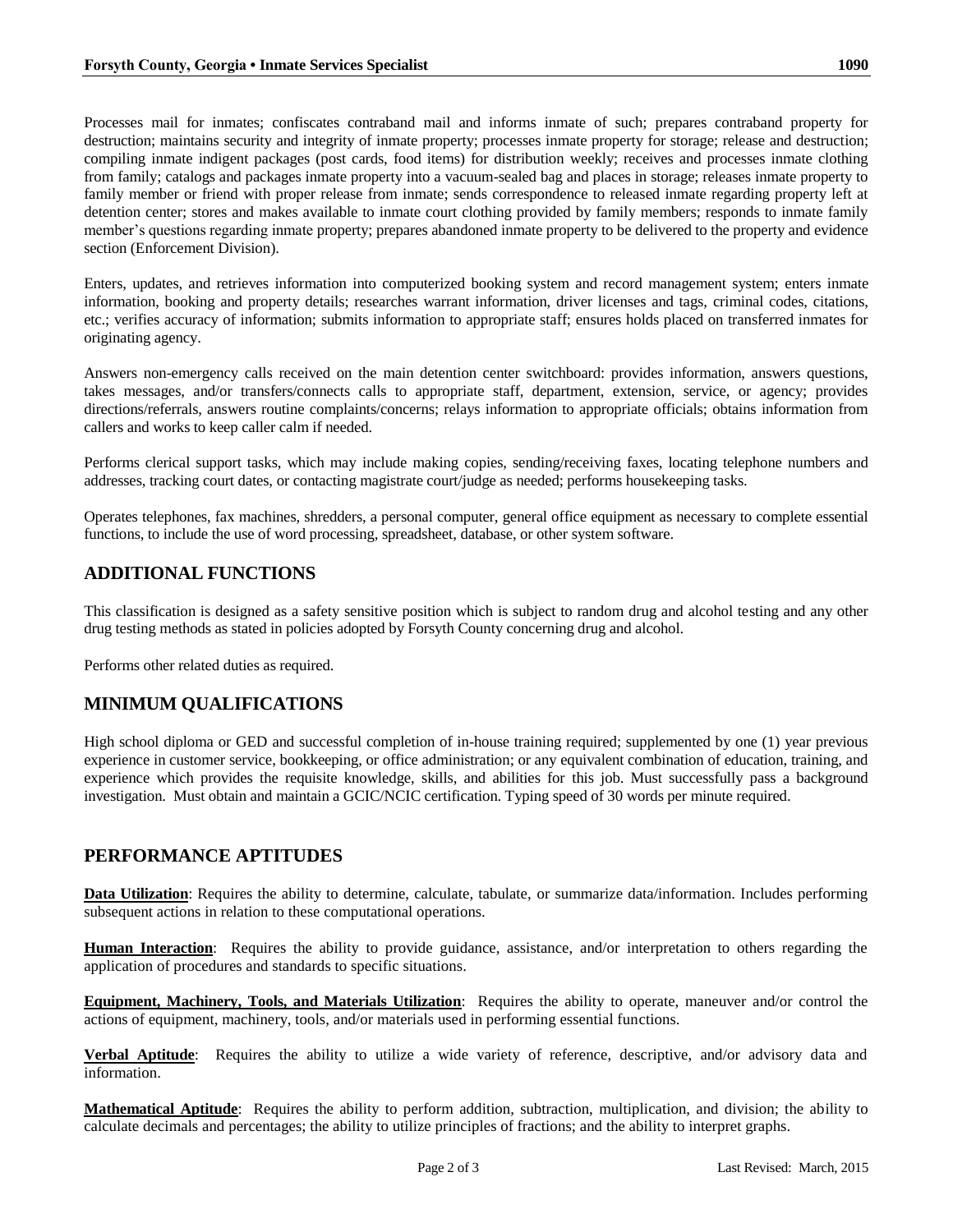Processes mail for inmates; confiscates contraband mail and informs inmate of such; prepares contraband property for destruction; maintains security and integrity of inmate property; processes inmate property for storage; release and destruction; compiling inmate indigent packages (post cards, food items) for distribution weekly; receives and processes inmate clothing from family; catalogs and packages inmate property into a vacuum-sealed bag and places in storage; releases inmate property to family member or friend with proper release from inmate; sends correspondence to released inmate regarding property left at detention center; stores and makes available to inmate court clothing provided by family members; responds to inmate family member's questions regarding inmate property; prepares abandoned inmate property to be delivered to the property and evidence section (Enforcement Division).

Enters, updates, and retrieves information into computerized booking system and record management system; enters inmate information, booking and property details; researches warrant information, driver licenses and tags, criminal codes, citations, etc.; verifies accuracy of information; submits information to appropriate staff; ensures holds placed on transferred inmates for originating agency.

Answers non-emergency calls received on the main detention center switchboard: provides information, answers questions, takes messages, and/or transfers/connects calls to appropriate staff, department, extension, service, or agency; provides directions/referrals, answers routine complaints/concerns; relays information to appropriate officials; obtains information from callers and works to keep caller calm if needed.

Performs clerical support tasks, which may include making copies, sending/receiving faxes, locating telephone numbers and addresses, tracking court dates, or contacting magistrate court/judge as needed; performs housekeeping tasks.

Operates telephones, fax machines, shredders, a personal computer, general office equipment as necessary to complete essential functions, to include the use of word processing, spreadsheet, database, or other system software.

## ADDITIONAL FUNCTIONS

This classification is designed as a safety sensitive position which is subject to random drug and alcohol testing and any other drug testing methods as stated in policies adopted by Forsyth County concerning drug and alcohol.

Performs other related duties as required.

## MINIMUM QUALIFICATIONS

High school diploma or GED and successful completion of in-house training required; supplemented by one (1) year previous experience in customer service, bookkeeping, or office administration; or any equivalent combination of education, training, and experience which provides the requisite knowledge, skills, and abilities for this job. Must successfully pass a background investigation. Must obtain and maintain a GCIC/NCIC certification. Typing speed of 30 words per minute required.

## PERFORMANCE APTITUDES

**Data Utilization**: Requires the ability to determine, calculate, tabulate, or summarize data/information. Includes performing subsequent actions in relation to these computational operations.

**Human Interaction**: Requires the ability to provide guidance, assistance, and/or interpretation to others regarding the application of procedures and standards to specific situations.

**Equipment, Machinery, Tools, and Materials Utilization**: Requires the ability to operate, maneuver and/or control the actions of equipment, machinery, tools, and/or materials used in performing essential functions.

**Verbal Aptitude**: Requires the ability to utilize a wide variety of reference, descriptive, and/or advisory data and information.

**Mathematical Aptitude**: Requires the ability to perform addition, subtraction, multiplication, and division; the ability to calculate decimals and percentages; the ability to utilize principles of fractions; and the ability to interpret graphs.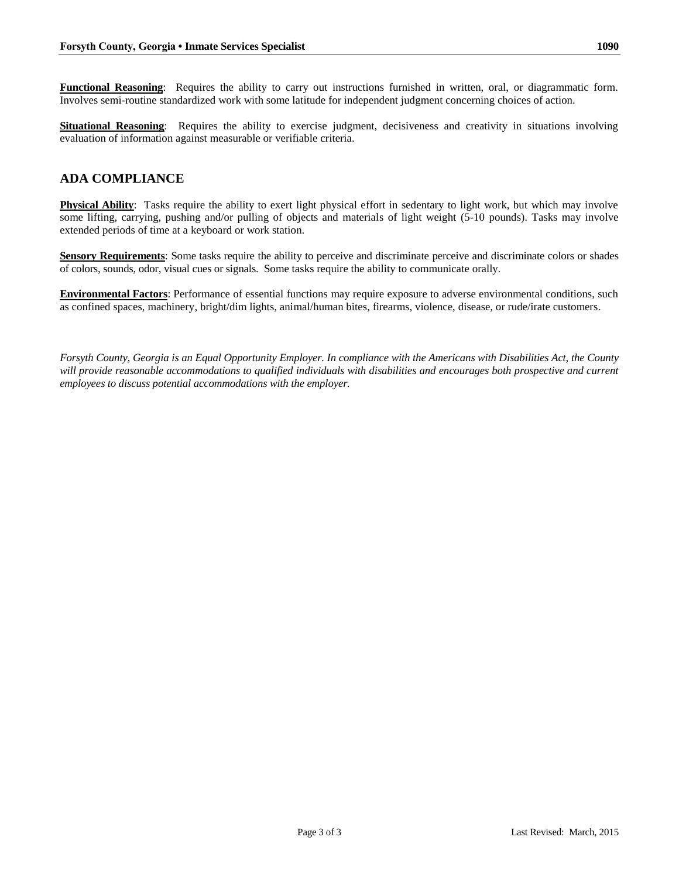**Functional Reasoning**: Requires the ability to carry out instructions furnished in written, oral, or diagrammatic form. Involves semi-routine standardized work with some latitude for independent judgment concerning choices of action.

**Situational Reasoning**: Requires the ability to exercise judgment, decisiveness and creativity in situations involving evaluation of information against measurable or verifiable criteria.

## ADA COMPLIANCE

**Physical Ability**: Tasks require the ability to exert light physical effort in sedentary to light work, but which may involve some lifting, carrying, pushing and/or pulling of objects and materials of light weight (5-10 pounds). Tasks may involve extended periods of time at a keyboard or work station.

**Sensory Requirements**: Some tasks require the ability to perceive and discriminate perceive and discriminate colors or shades of colors, sounds, odor, visual cues or signals. Some tasks require the ability to communicate orally.

**Environmental Factors**: Performance of essential functions may require exposure to adverse environmental conditions, such as confined spaces, machinery, bright/dim lights, animal/human bites, firearms, violence, disease, or rude/irate customers.

*Forsyth County, Georgia is an Equal Opportunity Employer. In compliance with the Americans with Disabilities Act, the County will provide reasonable accommodations to qualified individuals with disabilities and encourages both prospective and current employees to discuss potential accommodations with the employer.*